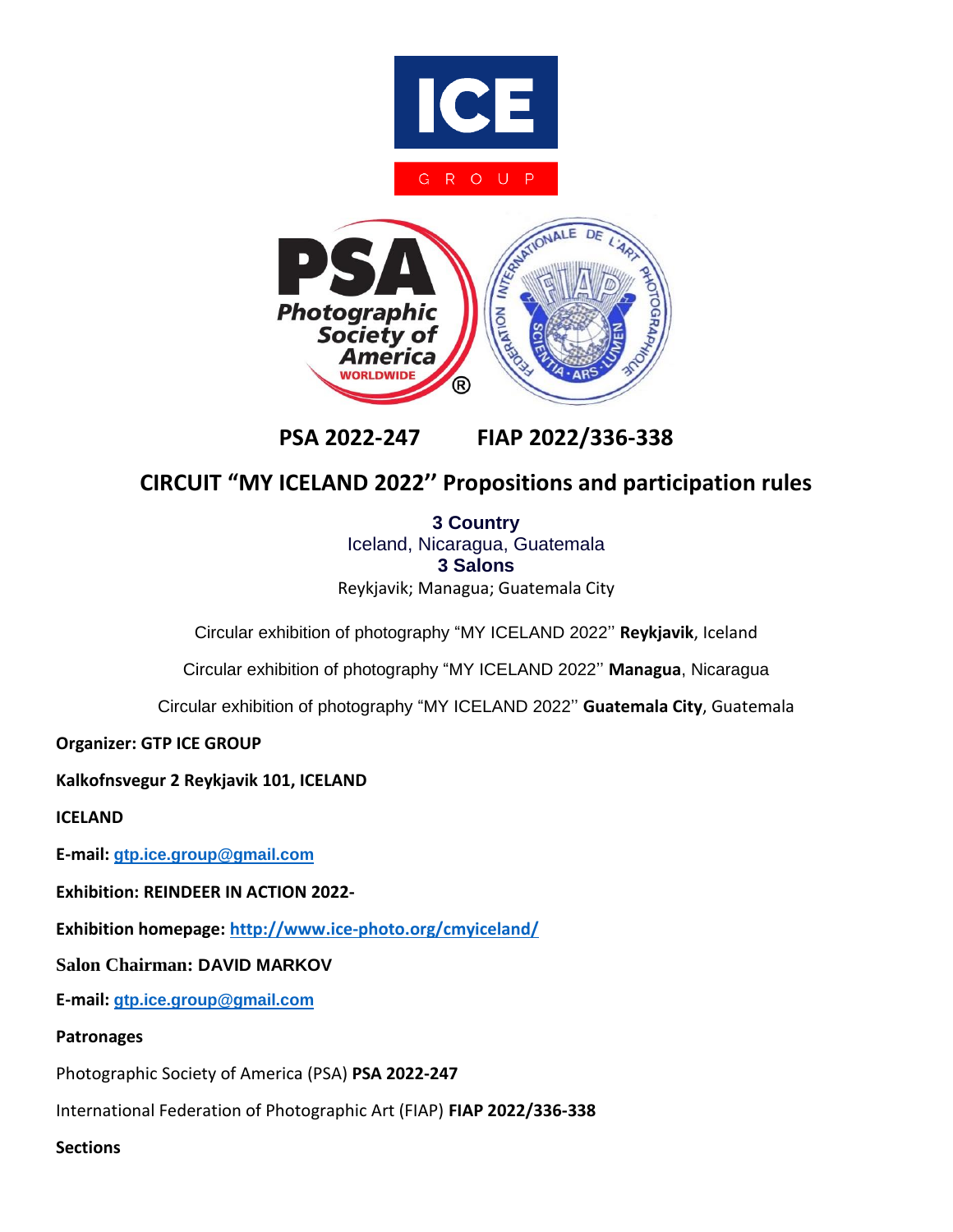ICE

GROUP

PSA Photographic Society of America WORLDWIDE ®

FEDERATION INTERNATIONALE DE L'ART PHOTOGRAPHIQUE FIAP SCIENTIA · ARS · LUMEN

**PSA 2022-247          FIAP 2022/336-338**

# CIRCUIT "MY ICELAND 2022'' Propositions and participation rules

**3 Country**
Iceland, Nicaragua, Guatemala
**3 Salons**
Reykjavik; Managua; Guatemala City

Circular exhibition of photography "MY ICELAND 2022'' **Reykjavik**, Iceland

Circular exhibition of photography "MY ICELAND 2022'' **Managua**, Nicaragua

Circular exhibition of photography "MY ICELAND 2022'' **Guatemala City**, Guatemala

**Organizer: GTP ICE GROUP**

**Kalkofnsvegur 2 Reykjavik 101, ICELAND**

**ICELAND**

**E-mail: gtp.ice.group@gmail.com**

**Exhibition: REINDEER IN ACTION 2022-**

**Exhibition homepage: http://www.ice-photo.org/cmyiceland/**

**Salon Chairman: DAVID MARKOV**

**E-mail: gtp.ice.group@gmail.com**

**Patronages**

Photographic Society of America (PSA) **PSA 2022-247**

International Federation of Photographic Art (FIAP) **FIAP 2022/336-338**

**Sections**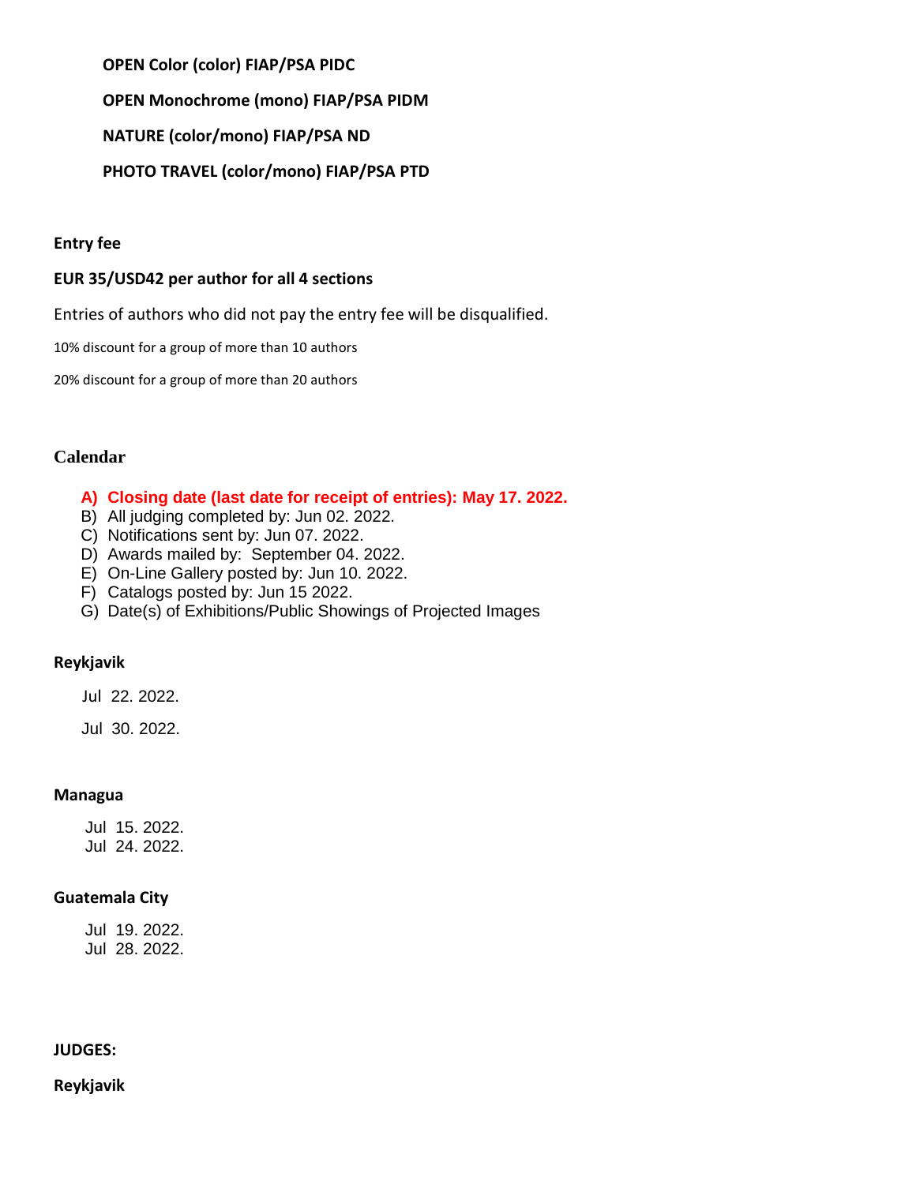**OPEN Color (color) FIAP/PSA PIDC**

**OPEN Monochrome (mono) FIAP/PSA PIDM**

**NATURE (color/mono) FIAP/PSA ND**

**PHOTO TRAVEL (color/mono) FIAP/PSA PTD**

**Entry fee**

**EUR 35/USD42 per author for all 4 sections**

Entries of authors who did not pay the entry fee will be disqualified.

10% discount for a group of more than 10 authors

20% discount for a group of more than 20 authors

## Calendar

A) **Closing date (last date for receipt of entries): May 17. 2022.**
B) All judging completed by: Jun 02. 2022.
C) Notifications sent by: Jun 07. 2022.
D) Awards mailed by: September 04. 2022.
E) On-Line Gallery posted by: Jun 10. 2022.
F) Catalogs posted by: Jun 15 2022.
G) Date(s) of Exhibitions/Public Showings of Projected Images

**Reykjavik**

Jul 22. 2022.

Jul 30. 2022.

**Managua**

Jul 15. 2022.
Jul 24. 2022.

**Guatemala City**

Jul 19. 2022.
Jul 28. 2022.

**JUDGES:**

**Reykjavik**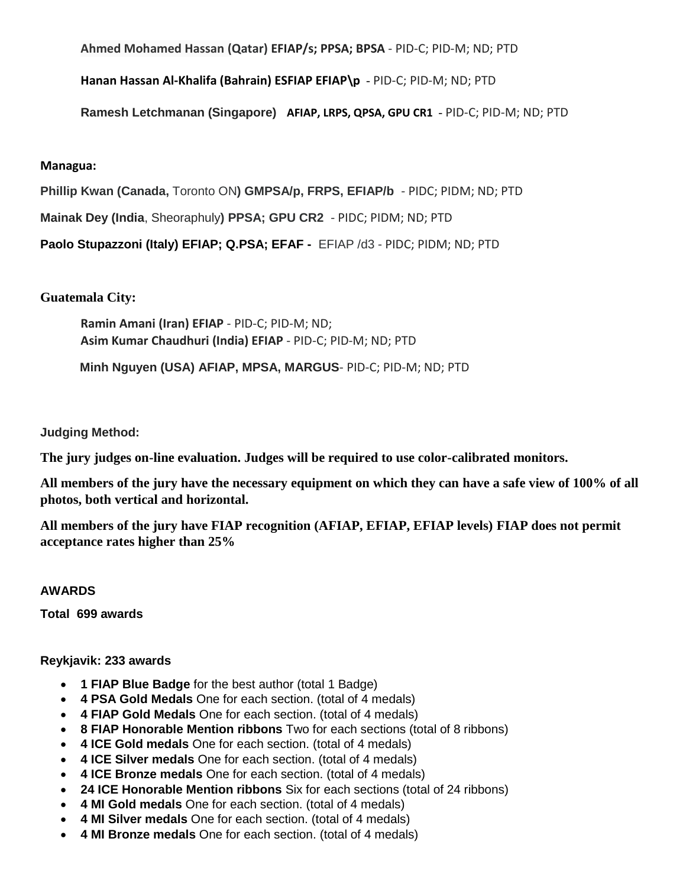**Ahmed Mohamed Hassan (Qatar) EFIAP/s; PPSA; BPSA** - PID-C; PID-M; ND; PTD

**Hanan Hassan Al-Khalifa (Bahrain) ESFIAP EFIAP\p** - PID-C; PID-M; ND; PTD

**Ramesh Letchmanan (Singapore) AFIAP, LRPS, QPSA, GPU CR1** - PID-C; PID-M; ND; PTD

**Managua:**

**Phillip Kwan (Canada,** Toronto ON**) GMPSA/p, FRPS, EFIAP/b** - PIDC; PIDM; ND; PTD

**Mainak Dey (India**, Sheoraphuly**) PPSA; GPU CR2** - PIDC; PIDM; ND; PTD

**Paolo Stupazzoni (Italy) EFIAP; Q.PSA; EFAF -** EFIAP /d3 - PIDC; PIDM; ND; PTD

**Guatemala City:**

**Ramin Amani (Iran) EFIAP** - PID-C; PID-M; ND;
**Asim Kumar Chaudhuri (India) EFIAP** - PID-C; PID-M; ND; PTD

**Minh Nguyen (USA) AFIAP, MPSA, MARGUS**- PID-C; PID-M; ND; PTD

**Judging Method:**

**The jury judges on-line evaluation. Judges will be required to use color-calibrated monitors.**

**All members of the jury have the necessary equipment on which they can have a safe view of 100% of all photos, both vertical and horizontal.**

**All members of the jury have FIAP recognition (AFIAP, EFIAP, EFIAP levels) FIAP does not permit acceptance rates higher than 25%**

**AWARDS**

**Total 699 awards**

**Reykjavik: 233 awards**

- **1 FIAP Blue Badge** for the best author (total 1 Badge)
- **4 PSA Gold Medals** One for each section. (total of 4 medals)
- **4 FIAP Gold Medals** One for each section. (total of 4 medals)
- **8 FIAP Honorable Mention ribbons** Two for each sections (total of 8 ribbons)
- **4 ICE Gold medals** One for each section. (total of 4 medals)
- **4 ICE Silver medals** One for each section. (total of 4 medals)
- **4 ICE Bronze medals** One for each section. (total of 4 medals)
- **24 ICE Honorable Mention ribbons** Six for each sections (total of 24 ribbons)
- **4 MI Gold medals** One for each section. (total of 4 medals)
- **4 MI Silver medals** One for each section. (total of 4 medals)
- **4 MI Bronze medals** One for each section. (total of 4 medals)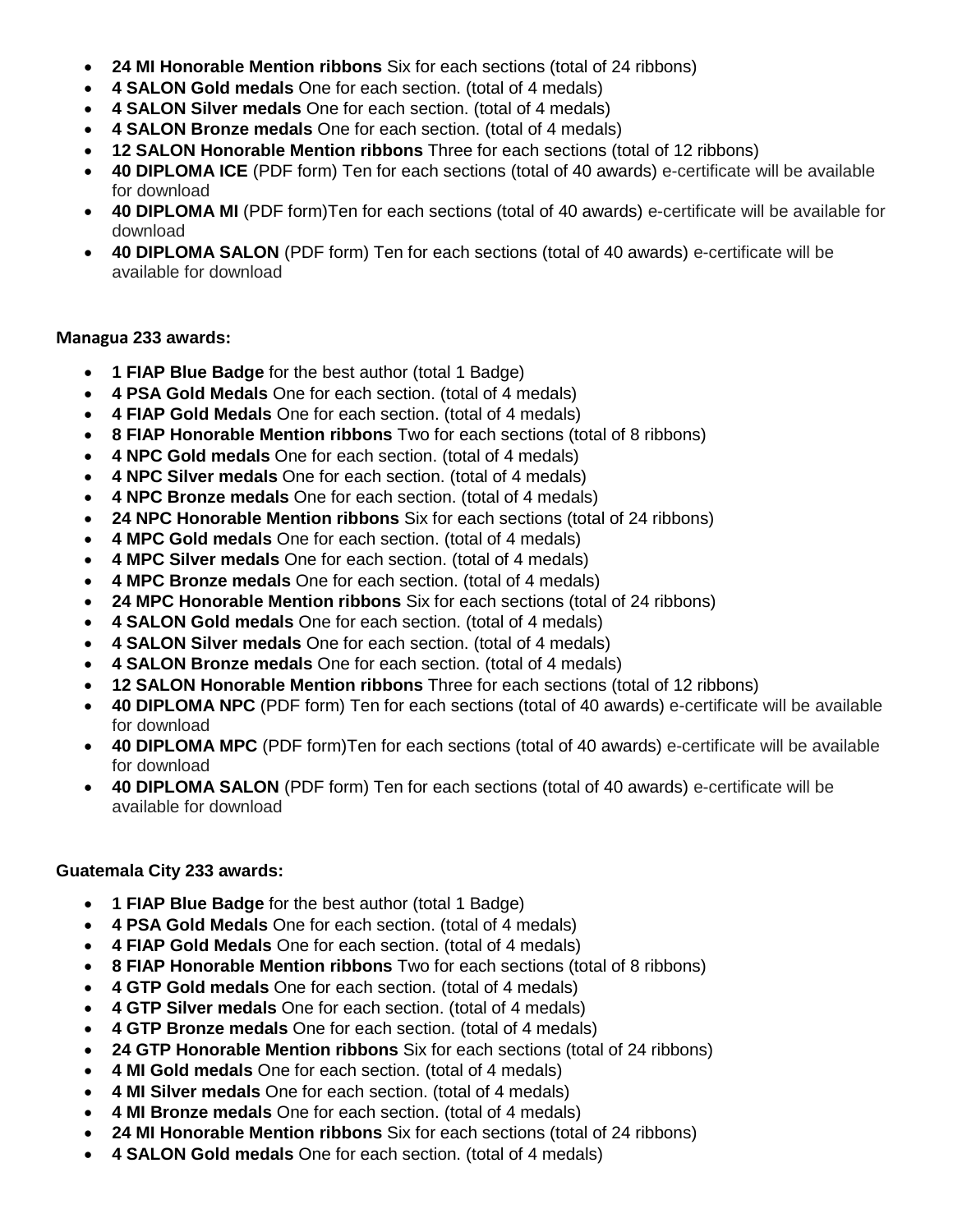- **24 MI Honorable Mention ribbons** Six for each sections (total of 24 ribbons)
- **4 SALON Gold medals** One for each section. (total of 4 medals)
- **4 SALON Silver medals** One for each section. (total of 4 medals)
- **4 SALON Bronze medals** One for each section. (total of 4 medals)
- **12 SALON Honorable Mention ribbons** Three for each sections (total of 12 ribbons)
- **40 DIPLOMA ICE** (PDF form) Ten for each sections (total of 40 awards) e-certificate will be available for download
- **40 DIPLOMA MI** (PDF form)Ten for each sections (total of 40 awards) e-certificate will be available for download
- **40 DIPLOMA SALON** (PDF form) Ten for each sections (total of 40 awards) e-certificate will be available for download

**Managua 233 awards:**

- **1 FIAP Blue Badge** for the best author (total 1 Badge)
- **4 PSA Gold Medals** One for each section. (total of 4 medals)
- **4 FIAP Gold Medals** One for each section. (total of 4 medals)
- **8 FIAP Honorable Mention ribbons** Two for each sections (total of 8 ribbons)
- **4 NPC Gold medals** One for each section. (total of 4 medals)
- **4 NPC Silver medals** One for each section. (total of 4 medals)
- **4 NPC Bronze medals** One for each section. (total of 4 medals)
- **24 NPC Honorable Mention ribbons** Six for each sections (total of 24 ribbons)
- **4 MPC Gold medals** One for each section. (total of 4 medals)
- **4 MPC Silver medals** One for each section. (total of 4 medals)
- **4 MPC Bronze medals** One for each section. (total of 4 medals)
- **24 MPC Honorable Mention ribbons** Six for each sections (total of 24 ribbons)
- **4 SALON Gold medals** One for each section. (total of 4 medals)
- **4 SALON Silver medals** One for each section. (total of 4 medals)
- **4 SALON Bronze medals** One for each section. (total of 4 medals)
- **12 SALON Honorable Mention ribbons** Three for each sections (total of 12 ribbons)
- **40 DIPLOMA NPC** (PDF form) Ten for each sections (total of 40 awards) e-certificate will be available for download
- **40 DIPLOMA MPC** (PDF form)Ten for each sections (total of 40 awards) e-certificate will be available for download
- **40 DIPLOMA SALON** (PDF form) Ten for each sections (total of 40 awards) e-certificate will be available for download

**Guatemala City 233 awards:**

- **1 FIAP Blue Badge** for the best author (total 1 Badge)
- **4 PSA Gold Medals** One for each section. (total of 4 medals)
- **4 FIAP Gold Medals** One for each section. (total of 4 medals)
- **8 FIAP Honorable Mention ribbons** Two for each sections (total of 8 ribbons)
- **4 GTP Gold medals** One for each section. (total of 4 medals)
- **4 GTP Silver medals** One for each section. (total of 4 medals)
- **4 GTP Bronze medals** One for each section. (total of 4 medals)
- **24 GTP Honorable Mention ribbons** Six for each sections (total of 24 ribbons)
- **4 MI Gold medals** One for each section. (total of 4 medals)
- **4 MI Silver medals** One for each section. (total of 4 medals)
- **4 MI Bronze medals** One for each section. (total of 4 medals)
- **24 MI Honorable Mention ribbons** Six for each sections (total of 24 ribbons)
- **4 SALON Gold medals** One for each section. (total of 4 medals)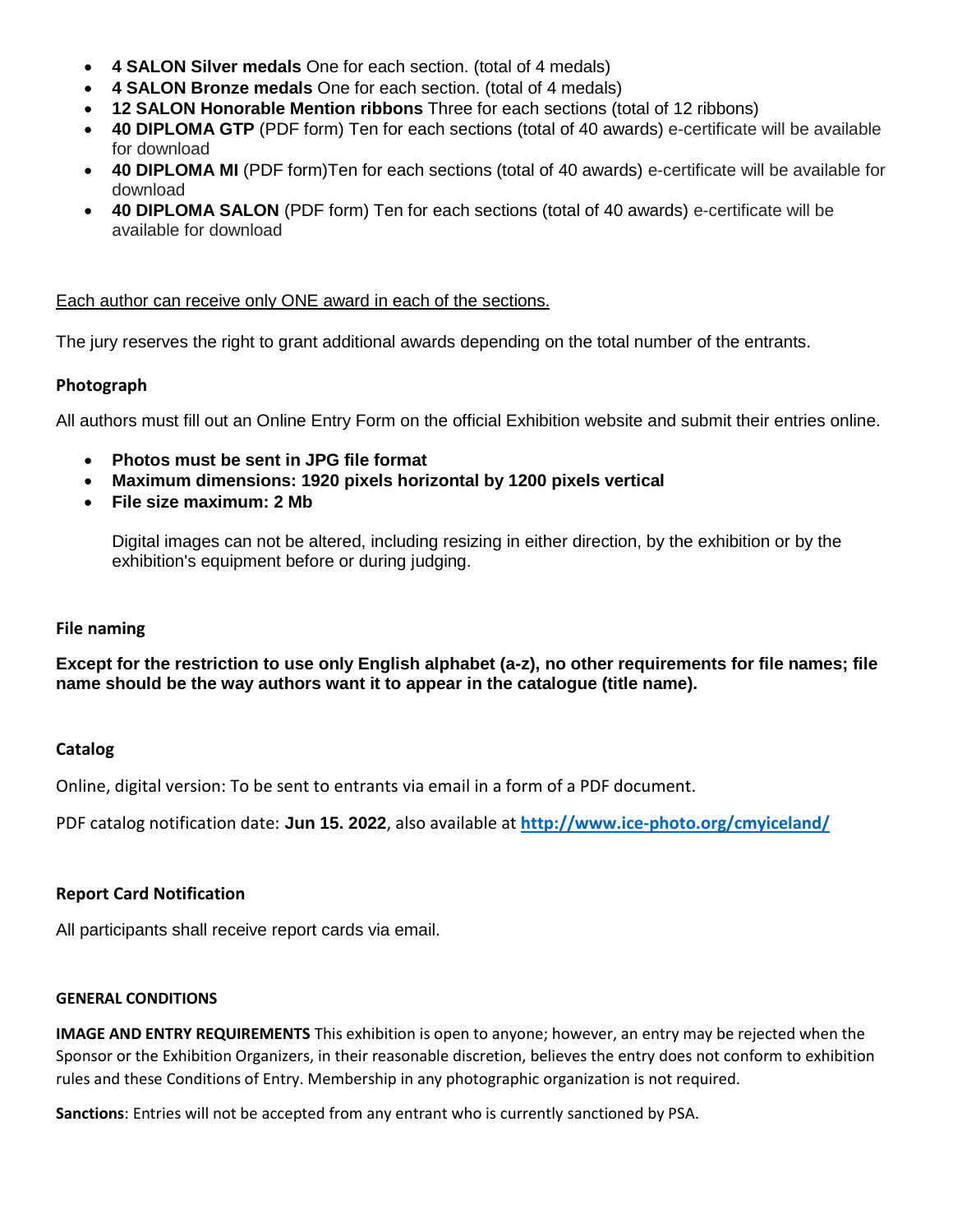- **4 SALON Silver medals** One for each section. (total of 4 medals)
- **4 SALON Bronze medals** One for each section. (total of 4 medals)
- **12 SALON Honorable Mention ribbons** Three for each sections (total of 12 ribbons)
- **40 DIPLOMA GTP** (PDF form) Ten for each sections (total of 40 awards) e-certificate will be available for download
- **40 DIPLOMA MI** (PDF form)Ten for each sections (total of 40 awards) e-certificate will be available for download
- **40 DIPLOMA SALON** (PDF form) Ten for each sections (total of 40 awards) e-certificate will be available for download

<u>Each author can receive only ONE award in each of the sections.</u>

The jury reserves the right to grant additional awards depending on the total number of the entrants.

**Photograph**

All authors must fill out an Online Entry Form on the official Exhibition website and submit their entries online.

- **Photos must be sent in JPG file format**
- **Maximum dimensions: 1920 pixels horizontal by 1200 pixels vertical**
- **File size maximum: 2 Mb**

Digital images can not be altered, including resizing in either direction, by the exhibition or by the exhibition's equipment before or during judging.

**File naming**

**Except for the restriction to use only English alphabet (a-z), no other requirements for file names; file name should be the way authors want it to appear in the catalogue (title name).**

**Catalog**

Online, digital version: To be sent to entrants via email in a form of a PDF document.

PDF catalog notification date: **Jun 15. 2022**, also available at **http://www.ice-photo.org/cmyiceland/**

**Report Card Notification**

All participants shall receive report cards via email.

**GENERAL CONDITIONS**

**IMAGE AND ENTRY REQUIREMENTS** This exhibition is open to anyone; however, an entry may be rejected when the Sponsor or the Exhibition Organizers, in their reasonable discretion, believes the entry does not conform to exhibition rules and these Conditions of Entry. Membership in any photographic organization is not required.

**Sanctions**: Entries will not be accepted from any entrant who is currently sanctioned by PSA.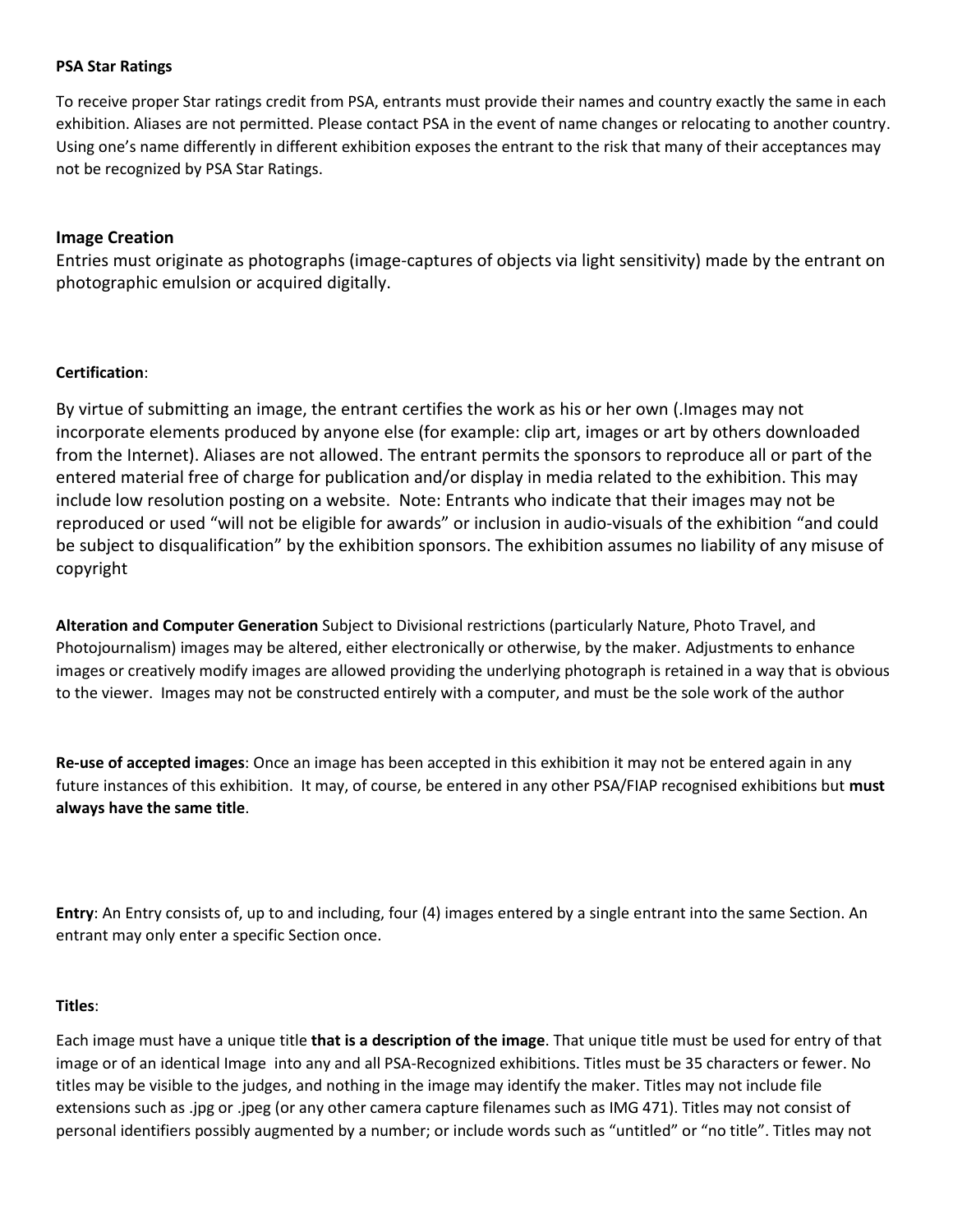**PSA Star Ratings**

To receive proper Star ratings credit from PSA, entrants must provide their names and country exactly the same in each exhibition. Aliases are not permitted. Please contact PSA in the event of name changes or relocating to another country. Using one's name differently in different exhibition exposes the entrant to the risk that many of their acceptances may not be recognized by PSA Star Ratings.

### Image Creation

Entries must originate as photographs (image-captures of objects via light sensitivity) made by the entrant on photographic emulsion or acquired digitally.

**Certification**:

By virtue of submitting an image, the entrant certifies the work as his or her own (.Images may not incorporate elements produced by anyone else (for example: clip art, images or art by others downloaded from the Internet). Aliases are not allowed. The entrant permits the sponsors to reproduce all or part of the entered material free of charge for publication and/or display in media related to the exhibition. This may include low resolution posting on a website. Note: Entrants who indicate that their images may not be reproduced or used "will not be eligible for awards" or inclusion in audio-visuals of the exhibition "and could be subject to disqualification" by the exhibition sponsors. The exhibition assumes no liability of any misuse of copyright

**Alteration and Computer Generation** Subject to Divisional restrictions (particularly Nature, Photo Travel, and Photojournalism) images may be altered, either electronically or otherwise, by the maker. Adjustments to enhance images or creatively modify images are allowed providing the underlying photograph is retained in a way that is obvious to the viewer. Images may not be constructed entirely with a computer, and must be the sole work of the author

**Re-use of accepted images**: Once an image has been accepted in this exhibition it may not be entered again in any future instances of this exhibition. It may, of course, be entered in any other PSA/FIAP recognised exhibitions but **must always have the same title**.

**Entry**: An Entry consists of, up to and including, four (4) images entered by a single entrant into the same Section. An entrant may only enter a specific Section once.

**Titles**:

Each image must have a unique title **that is a description of the image**. That unique title must be used for entry of that image or of an identical Image into any and all PSA-Recognized exhibitions. Titles must be 35 characters or fewer. No titles may be visible to the judges, and nothing in the image may identify the maker. Titles may not include file extensions such as .jpg or .jpeg (or any other camera capture filenames such as IMG 471). Titles may not consist of personal identifiers possibly augmented by a number; or include words such as "untitled" or "no title". Titles may not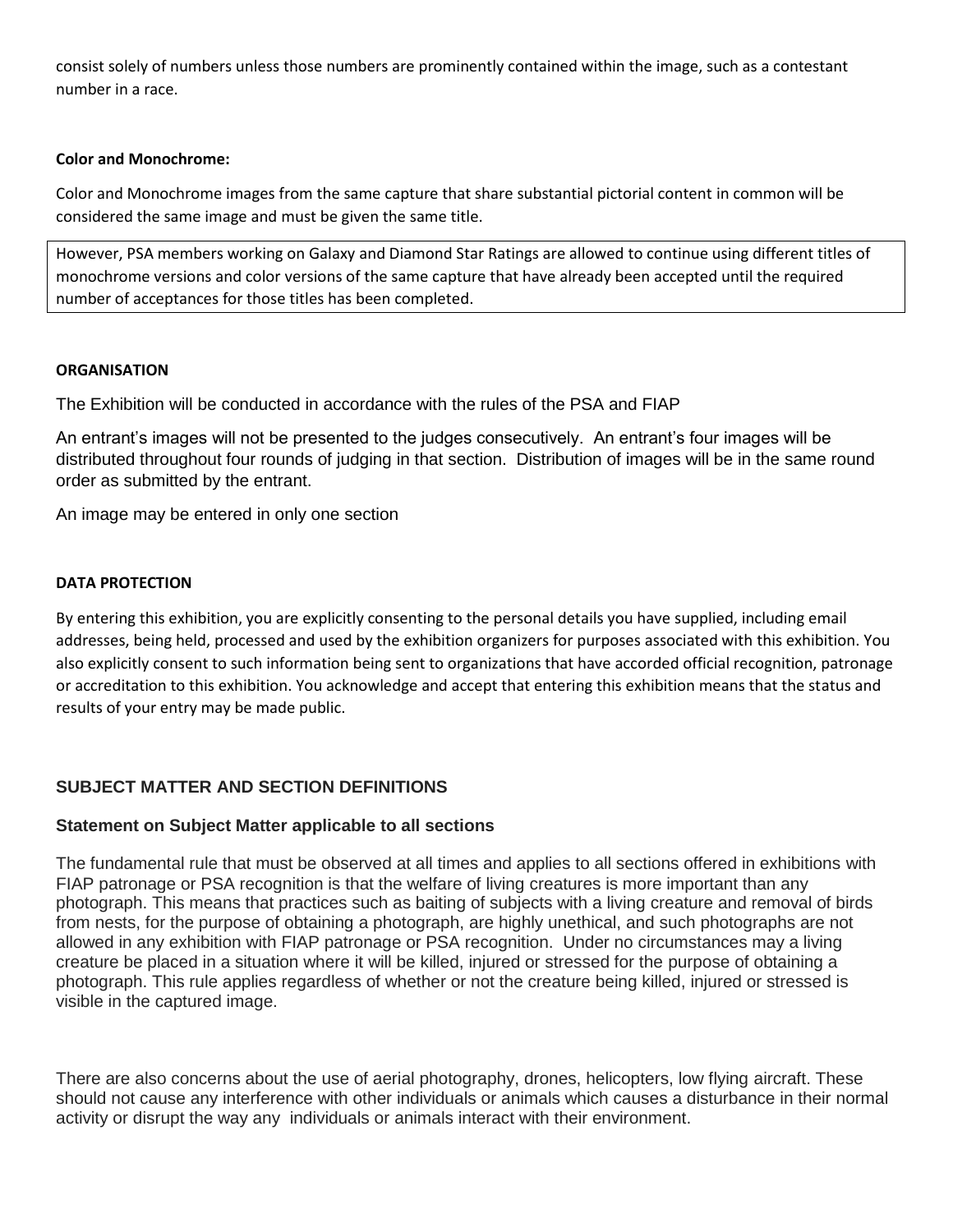consist solely of numbers unless those numbers are prominently contained within the image, such as a contestant number in a race.

**Color and Monochrome:**

Color and Monochrome images from the same capture that share substantial pictorial content in common will be considered the same image and must be given the same title.

However, PSA members working on Galaxy and Diamond Star Ratings are allowed to continue using different titles of monochrome versions and color versions of the same capture that have already been accepted until the required number of acceptances for those titles has been completed.

**ORGANISATION**

The Exhibition will be conducted in accordance with the rules of the PSA and FIAP

An entrant's images will not be presented to the judges consecutively. An entrant's four images will be distributed throughout four rounds of judging in that section. Distribution of images will be in the same round order as submitted by the entrant.

An image may be entered in only one section

**DATA PROTECTION**

By entering this exhibition, you are explicitly consenting to the personal details you have supplied, including email addresses, being held, processed and used by the exhibition organizers for purposes associated with this exhibition. You also explicitly consent to such information being sent to organizations that have accorded official recognition, patronage or accreditation to this exhibition. You acknowledge and accept that entering this exhibition means that the status and results of your entry may be made public.

## SUBJECT MATTER AND SECTION DEFINITIONS

### Statement on Subject Matter applicable to all sections

The fundamental rule that must be observed at all times and applies to all sections offered in exhibitions with FIAP patronage or PSA recognition is that the welfare of living creatures is more important than any photograph. This means that practices such as baiting of subjects with a living creature and removal of birds from nests, for the purpose of obtaining a photograph, are highly unethical, and such photographs are not allowed in any exhibition with FIAP patronage or PSA recognition. Under no circumstances may a living creature be placed in a situation where it will be killed, injured or stressed for the purpose of obtaining a photograph. This rule applies regardless of whether or not the creature being killed, injured or stressed is visible in the captured image.

There are also concerns about the use of aerial photography, drones, helicopters, low flying aircraft. These should not cause any interference with other individuals or animals which causes a disturbance in their normal activity or disrupt the way any individuals or animals interact with their environment.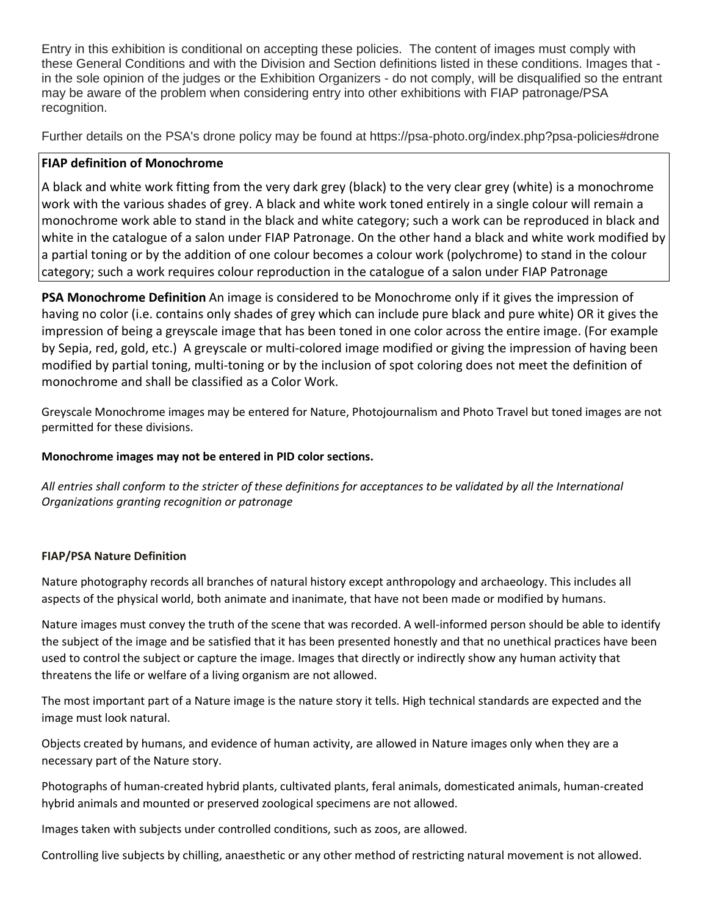Entry in this exhibition is conditional on accepting these policies. The content of images must comply with these General Conditions and with the Division and Section definitions listed in these conditions. Images that - in the sole opinion of the judges or the Exhibition Organizers - do not comply, will be disqualified so the entrant may be aware of the problem when considering entry into other exhibitions with FIAP patronage/PSA recognition.

Further details on the PSA's drone policy may be found at https://psa-photo.org/index.php?psa-policies#drone

**FIAP definition of Monochrome**

A black and white work fitting from the very dark grey (black) to the very clear grey (white) is a monochrome work with the various shades of grey. A black and white work toned entirely in a single colour will remain a monochrome work able to stand in the black and white category; such a work can be reproduced in black and white in the catalogue of a salon under FIAP Patronage. On the other hand a black and white work modified by a partial toning or by the addition of one colour becomes a colour work (polychrome) to stand in the colour category; such a work requires colour reproduction in the catalogue of a salon under FIAP Patronage

**PSA Monochrome Definition** An image is considered to be Monochrome only if it gives the impression of having no color (i.e. contains only shades of grey which can include pure black and pure white) OR it gives the impression of being a greyscale image that has been toned in one color across the entire image. (For example by Sepia, red, gold, etc.) A greyscale or multi-colored image modified or giving the impression of having been modified by partial toning, multi-toning or by the inclusion of spot coloring does not meet the definition of monochrome and shall be classified as a Color Work.

Greyscale Monochrome images may be entered for Nature, Photojournalism and Photo Travel but toned images are not permitted for these divisions.

**Monochrome images may not be entered in PID color sections.**

*All entries shall conform to the stricter of these definitions for acceptances to be validated by all the International Organizations granting recognition or patronage*

**FIAP/PSA Nature Definition**

Nature photography records all branches of natural history except anthropology and archaeology. This includes all aspects of the physical world, both animate and inanimate, that have not been made or modified by humans.

Nature images must convey the truth of the scene that was recorded. A well-informed person should be able to identify the subject of the image and be satisfied that it has been presented honestly and that no unethical practices have been used to control the subject or capture the image. Images that directly or indirectly show any human activity that threatens the life or welfare of a living organism are not allowed.

The most important part of a Nature image is the nature story it tells. High technical standards are expected and the image must look natural.

Objects created by humans, and evidence of human activity, are allowed in Nature images only when they are a necessary part of the Nature story.

Photographs of human-created hybrid plants, cultivated plants, feral animals, domesticated animals, human-created hybrid animals and mounted or preserved zoological specimens are not allowed.

Images taken with subjects under controlled conditions, such as zoos, are allowed.

Controlling live subjects by chilling, anaesthetic or any other method of restricting natural movement is not allowed.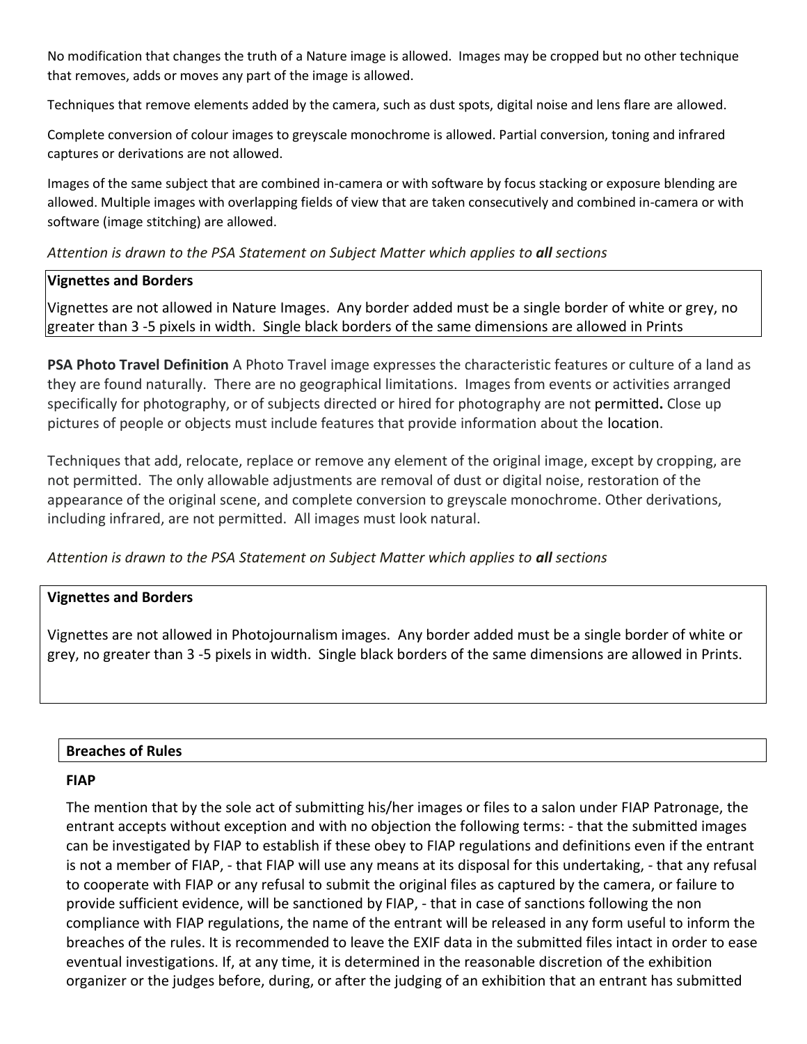No modification that changes the truth of a Nature image is allowed. Images may be cropped but no other technique that removes, adds or moves any part of the image is allowed.

Techniques that remove elements added by the camera, such as dust spots, digital noise and lens flare are allowed.

Complete conversion of colour images to greyscale monochrome is allowed. Partial conversion, toning and infrared captures or derivations are not allowed.

Images of the same subject that are combined in-camera or with software by focus stacking or exposure blending are allowed. Multiple images with overlapping fields of view that are taken consecutively and combined in-camera or with software (image stitching) are allowed.

*Attention is drawn to the PSA Statement on Subject Matter which applies to* ***all*** *sections*

**Vignettes and Borders**

Vignettes are not allowed in Nature Images. Any border added must be a single border of white or grey, no greater than 3 -5 pixels in width. Single black borders of the same dimensions are allowed in Prints

**PSA Photo Travel Definition** A Photo Travel image expresses the characteristic features or culture of a land as they are found naturally. There are no geographical limitations. Images from events or activities arranged specifically for photography, or of subjects directed or hired for photography are not permitted**.** Close up pictures of people or objects must include features that provide information about the location.

Techniques that add, relocate, replace or remove any element of the original image, except by cropping, are not permitted. The only allowable adjustments are removal of dust or digital noise, restoration of the appearance of the original scene, and complete conversion to greyscale monochrome. Other derivations, including infrared, are not permitted. All images must look natural.

*Attention is drawn to the PSA Statement on Subject Matter which applies to* ***all*** *sections*

**Vignettes and Borders**

Vignettes are not allowed in Photojournalism images. Any border added must be a single border of white or grey, no greater than 3 -5 pixels in width. Single black borders of the same dimensions are allowed in Prints.

**Breaches of Rules**

**FIAP**

The mention that by the sole act of submitting his/her images or files to a salon under FIAP Patronage, the entrant accepts without exception and with no objection the following terms: - that the submitted images can be investigated by FIAP to establish if these obey to FIAP regulations and definitions even if the entrant is not a member of FIAP, - that FIAP will use any means at its disposal for this undertaking, - that any refusal to cooperate with FIAP or any refusal to submit the original files as captured by the camera, or failure to provide sufficient evidence, will be sanctioned by FIAP, - that in case of sanctions following the non compliance with FIAP regulations, the name of the entrant will be released in any form useful to inform the breaches of the rules. It is recommended to leave the EXIF data in the submitted files intact in order to ease eventual investigations. If, at any time, it is determined in the reasonable discretion of the exhibition organizer or the judges before, during, or after the judging of an exhibition that an entrant has submitted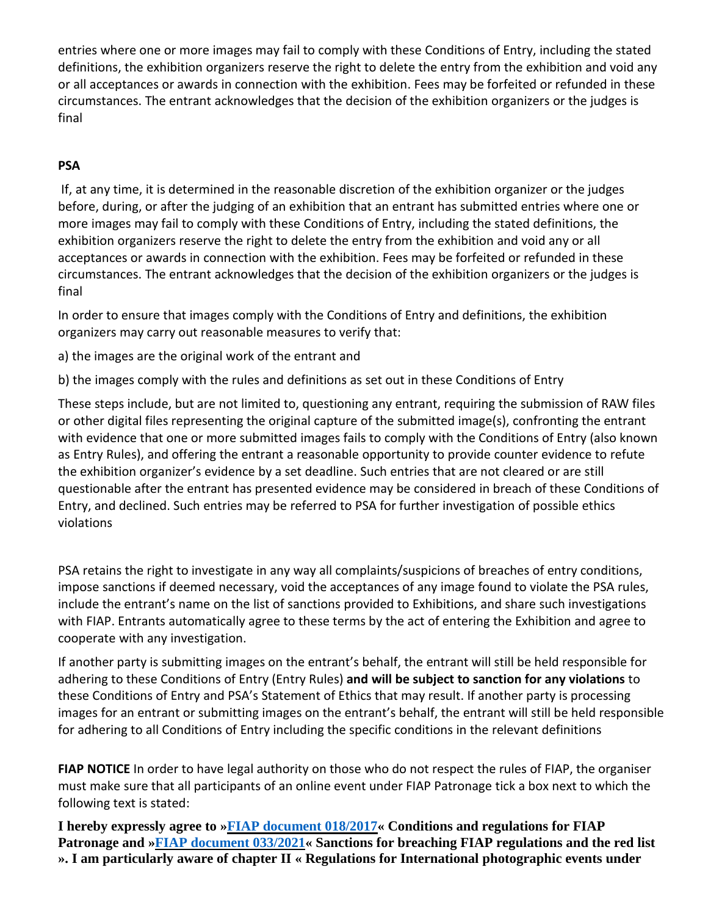entries where one or more images may fail to comply with these Conditions of Entry, including the stated definitions, the exhibition organizers reserve the right to delete the entry from the exhibition and void any or all acceptances or awards in connection with the exhibition. Fees may be forfeited or refunded in these circumstances. The entrant acknowledges that the decision of the exhibition organizers or the judges is final

**PSA**

If, at any time, it is determined in the reasonable discretion of the exhibition organizer or the judges before, during, or after the judging of an exhibition that an entrant has submitted entries where one or more images may fail to comply with these Conditions of Entry, including the stated definitions, the exhibition organizers reserve the right to delete the entry from the exhibition and void any or all acceptances or awards in connection with the exhibition. Fees may be forfeited or refunded in these circumstances. The entrant acknowledges that the decision of the exhibition organizers or the judges is final

In order to ensure that images comply with the Conditions of Entry and definitions, the exhibition organizers may carry out reasonable measures to verify that:

a) the images are the original work of the entrant and

b) the images comply with the rules and definitions as set out in these Conditions of Entry

These steps include, but are not limited to, questioning any entrant, requiring the submission of RAW files or other digital files representing the original capture of the submitted image(s), confronting the entrant with evidence that one or more submitted images fails to comply with the Conditions of Entry (also known as Entry Rules), and offering the entrant a reasonable opportunity to provide counter evidence to refute the exhibition organizer's evidence by a set deadline. Such entries that are not cleared or are still questionable after the entrant has presented evidence may be considered in breach of these Conditions of Entry, and declined. Such entries may be referred to PSA for further investigation of possible ethics violations

PSA retains the right to investigate in any way all complaints/suspicions of breaches of entry conditions, impose sanctions if deemed necessary, void the acceptances of any image found to violate the PSA rules, include the entrant's name on the list of sanctions provided to Exhibitions, and share such investigations with FIAP. Entrants automatically agree to these terms by the act of entering the Exhibition and agree to cooperate with any investigation.

If another party is submitting images on the entrant's behalf, the entrant will still be held responsible for adhering to these Conditions of Entry (Entry Rules) **and will be subject to sanction for any violations** to these Conditions of Entry and PSA's Statement of Ethics that may result. If another party is processing images for an entrant or submitting images on the entrant's behalf, the entrant will still be held responsible for adhering to all Conditions of Entry including the specific conditions in the relevant definitions

**FIAP NOTICE** In order to have legal authority on those who do not respect the rules of FIAP, the organiser must make sure that all participants of an online event under FIAP Patronage tick a box next to which the following text is stated:

**I hereby expressly agree to »FIAP document 018/2017« Conditions and regulations for FIAP Patronage and »FIAP document 033/2021« Sanctions for breaching FIAP regulations and the red list ». I am particularly aware of chapter II « Regulations for International photographic events under**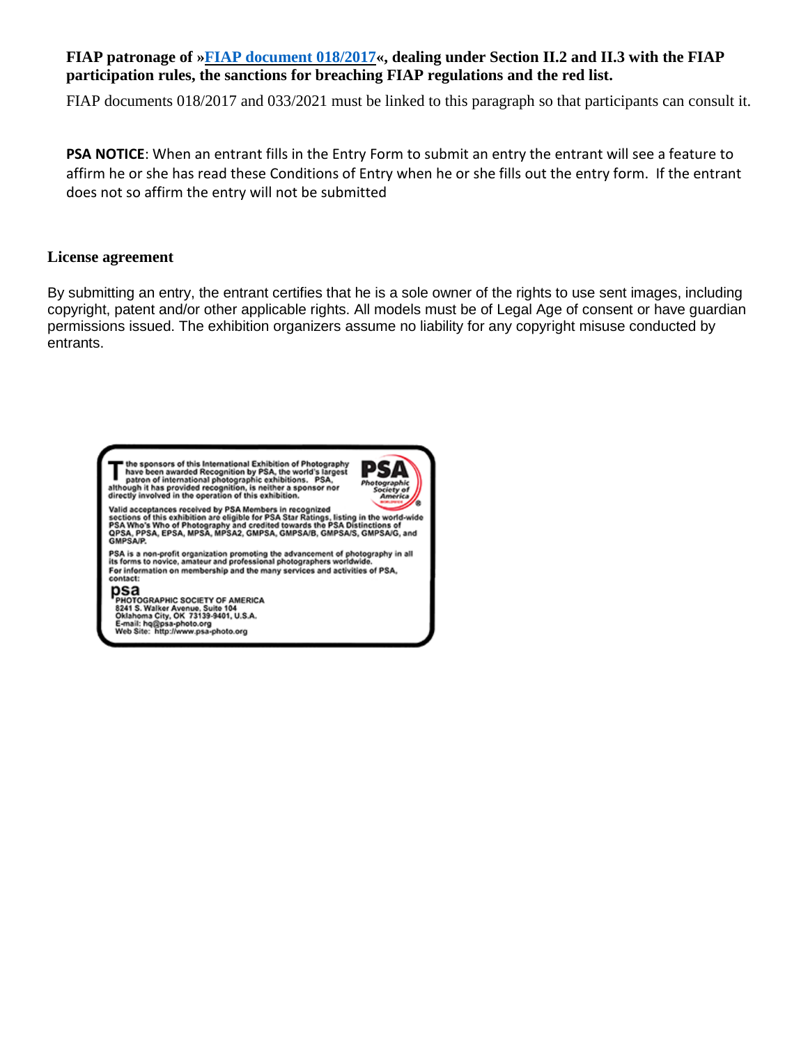**FIAP patronage of »FIAP document 018/2017«, dealing under Section II.2 and II.3 with the FIAP participation rules, the sanctions for breaching FIAP regulations and the red list.**

FIAP documents 018/2017 and 033/2021 must be linked to this paragraph so that participants can consult it.

**PSA NOTICE**: When an entrant fills in the Entry Form to submit an entry the entrant will see a feature to affirm he or she has read these Conditions of Entry when he or she fills out the entry form. If the entrant does not so affirm the entry will not be submitted

**License agreement**

By submitting an entry, the entrant certifies that he is a sole owner of the rights to use sent images, including copyright, patent and/or other applicable rights. All models must be of Legal Age of consent or have guardian permissions issued. The exhibition organizers assume no liability for any copyright misuse conducted by entrants.

The sponsors of this International Exhibition of Photography have been awarded Recognition by PSA, the world's largest patron of international photographic exhibitions. PSA, although it has provided recognition, is neither a sponsor nor directly involved in the operation of this exhibition.

PSA Photographic Society of America

Valid acceptances received by PSA Members in recognized sections of this exhibition are eligible for PSA Star Ratings, listing in the world-wide PSA Who's Who of Photography and credited towards the PSA Distinctions of QPSA, PPSA, EPSA, MPSA, MPSA2, GMPSA, GMPSA/B, GMPSA/S, GMPSA/G, and GMPSA/P.

PSA is a non-profit organization promoting the advancement of photography in all its forms to novice, amateur and professional photographers worldwide.
For information on membership and the many services and activities of PSA, contact:

psa
PHOTOGRAPHIC SOCIETY OF AMERICA
8241 S. Walker Avenue, Suite 104
Oklahoma City, OK 73139-9401, U.S.A.
E-mail: hq@psa-photo.org
Web Site: http://www.psa-photo.org